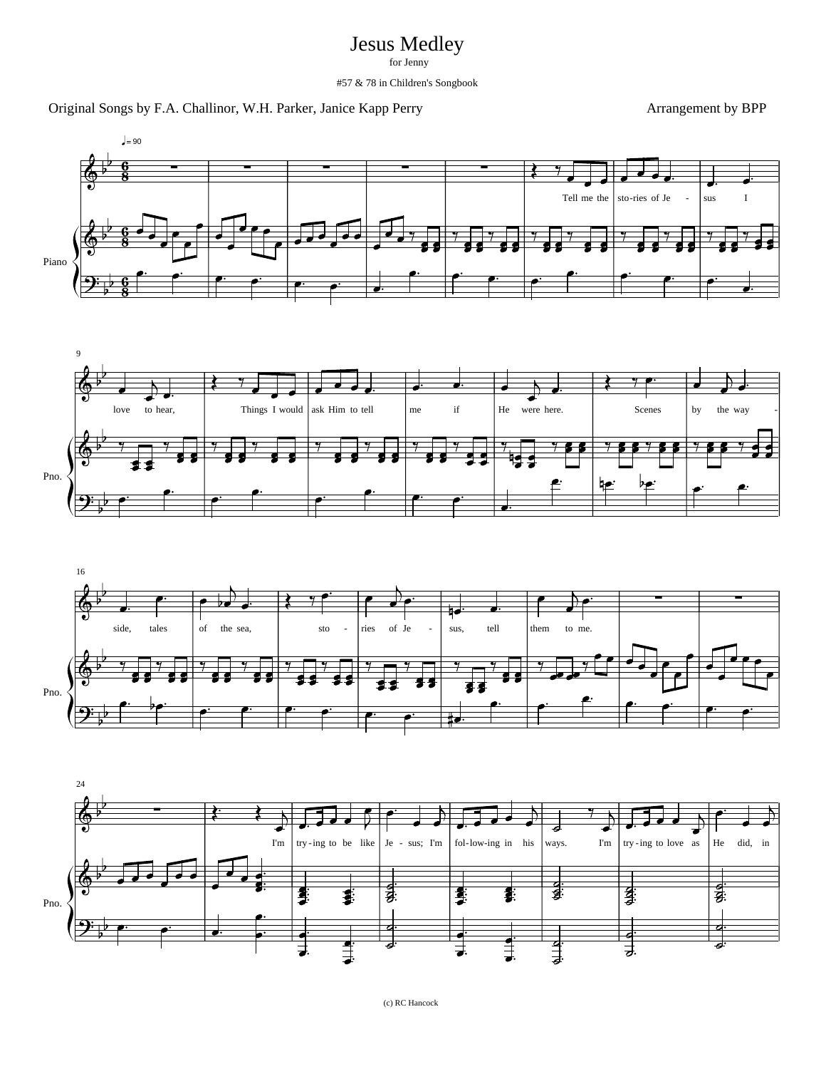# Jesus Medley

for Jenny

#57 & 78 in Children's Songbook

Original Songs by F.A. Challinor, W.H. Parker, Janice Kapp Perry

Arrangement by BPP

(c) RC Hancock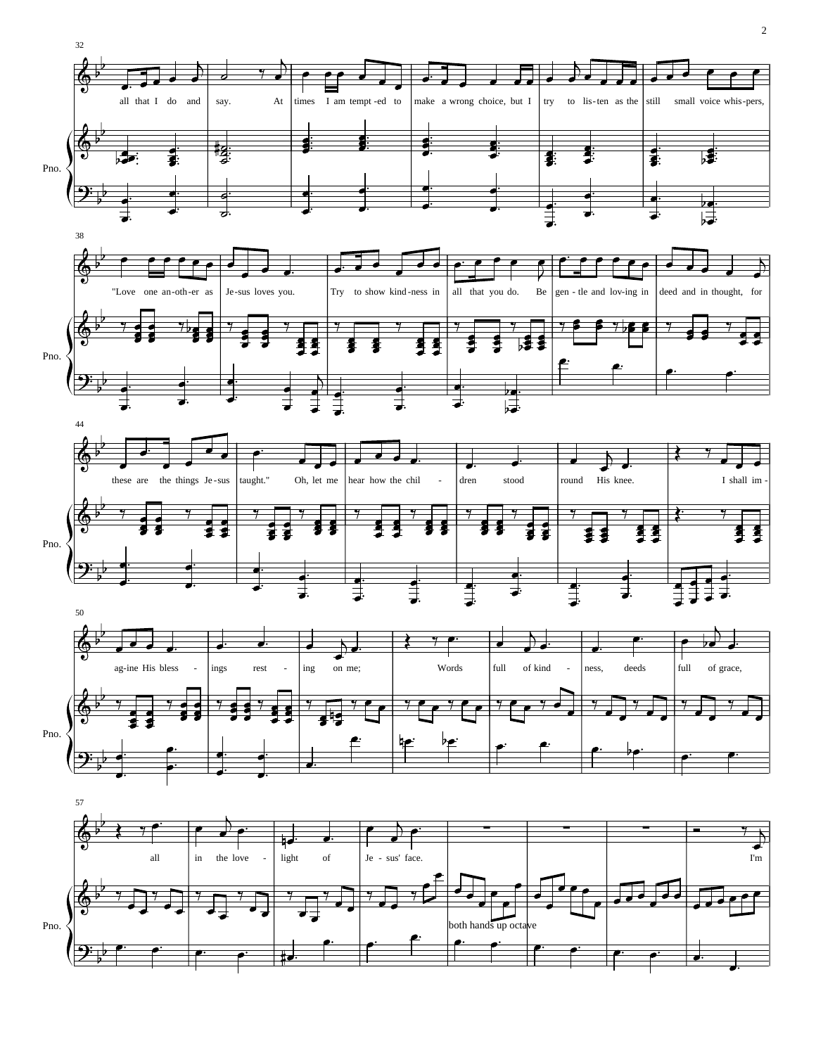32

all that I do and say. At times I am tempt-ed to make a wrong choice, but I try to lis-ten as the still small voice whis-pers,

Pno.

38

"Love one an-oth-er as Je-sus loves you. Try to show kind-ness in all that you do. Be gen-tle and lov-ing in deed and in thought, for

Pno.

44

these are the things Je-sus taught." Oh, let me hear how the chil - dren stood round His knee. I shall im -

Pno.

50

ag-ine His bless - ings rest - ing on me; Words full of kind - ness, deeds full of grace,

Pno.

57

all in the love - light of Je - sus' face. I'm

both hands up octave

Pno.